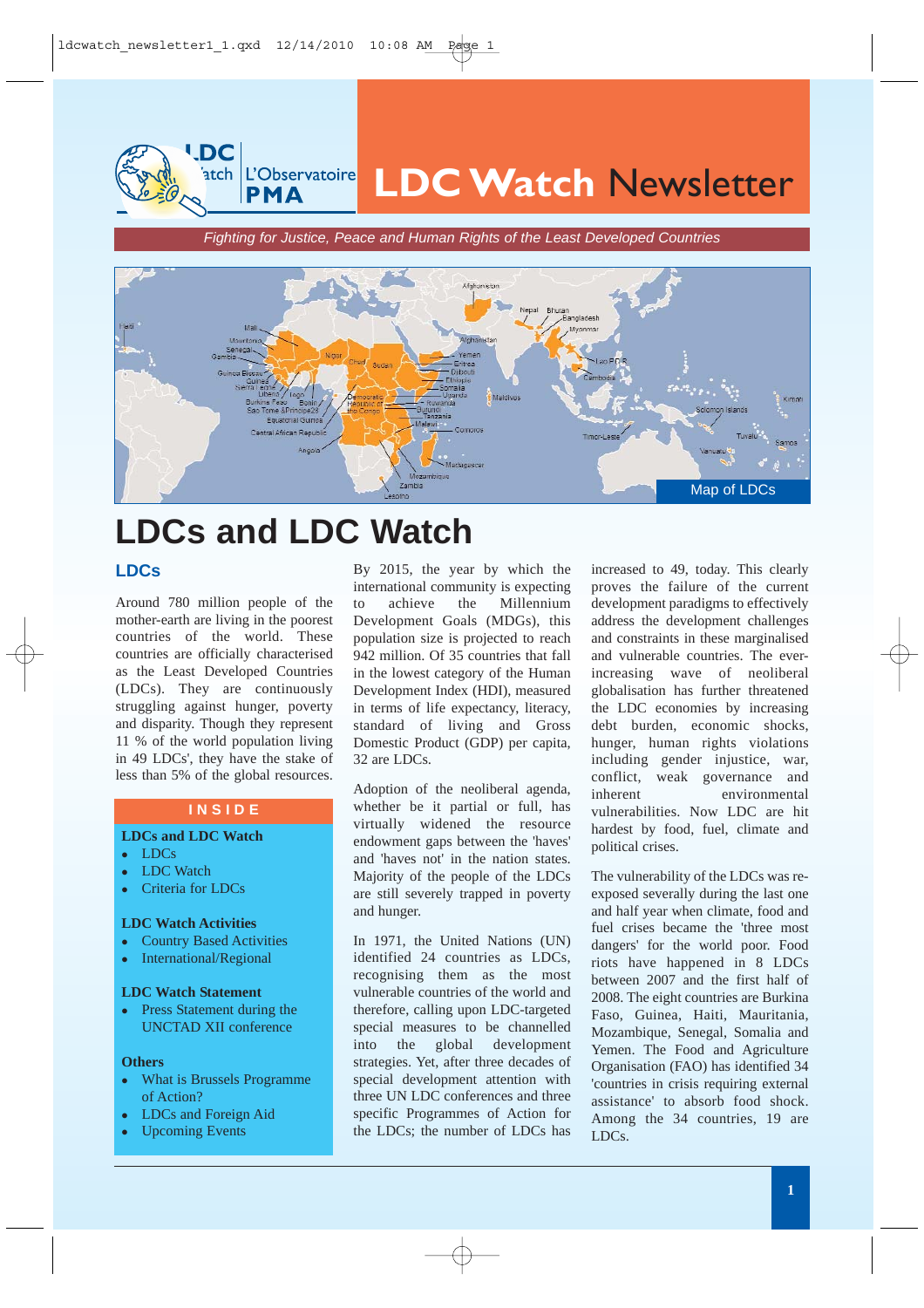# LDC Watch Newsletter

*Fighting for Justice, Peace and Human Rights of the Least Developed Countries*

Map of LDCs

# LDCs and LDC Watch

## LDCs

Around 780 million people of the mother-earth are living in the poorest countries of the world. These countries are officially characterised as the Least Developed Countries (LDCs). They are continuously struggling against hunger, poverty and disparity. Though they represent 11 % of the world population living in 49 LDCs', they have the stake of less than 5% of the global resources.

**INSIDE**

**LDCs and LDC Watch**
- LDCs
- LDC Watch
- Criteria for LDCs

**LDC Watch Activities**
- Country Based Activities
- International/Regional

**LDC Watch Statement**
- Press Statement during the UNCTAD XII conference

**Others**
- What is Brussels Programme of Action?
- LDCs and Foreign Aid
- Upcoming Events

By 2015, the year by which the international community is expecting to achieve the Millennium Development Goals (MDGs), this population size is projected to reach 942 million. Of 35 countries that fall in the lowest category of the Human Development Index (HDI), measured in terms of life expectancy, literacy, standard of living and Gross Domestic Product (GDP) per capita, 32 are LDCs.

Adoption of the neoliberal agenda, whether be it partial or full, has virtually widened the resource endowment gaps between the 'haves' and 'haves not' in the nation states. Majority of the people of the LDCs are still severely trapped in poverty and hunger.

In 1971, the United Nations (UN) identified 24 countries as LDCs, recognising them as the most vulnerable countries of the world and therefore, calling upon LDC-targeted special measures to be channelled into the global development strategies. Yet, after three decades of special development attention with three UN LDC conferences and three specific Programmes of Action for the LDCs; the number of LDCs has increased to 49, today. This clearly proves the failure of the current development paradigms to effectively address the development challenges and constraints in these marginalised and vulnerable countries. The ever-increasing wave of neoliberal globalisation has further threatened the LDC economies by increasing debt burden, economic shocks, hunger, human rights violations including gender injustice, war, conflict, weak governance and inherent environmental vulnerabilities. Now LDC are hit hardest by food, fuel, climate and political crises.

The vulnerability of the LDCs was re-exposed severally during the last one and half year when climate, food and fuel crises became the 'three most dangers' for the world poor. Food riots have happened in 8 LDCs between 2007 and the first half of 2008. The eight countries are Burkina Faso, Guinea, Haiti, Mauritania, Mozambique, Senegal, Somalia and Yemen. The Food and Agriculture Organisation (FAO) has identified 34 'countries in crisis requiring external assistance' to absorb food shock. Among the 34 countries, 19 are LDCs.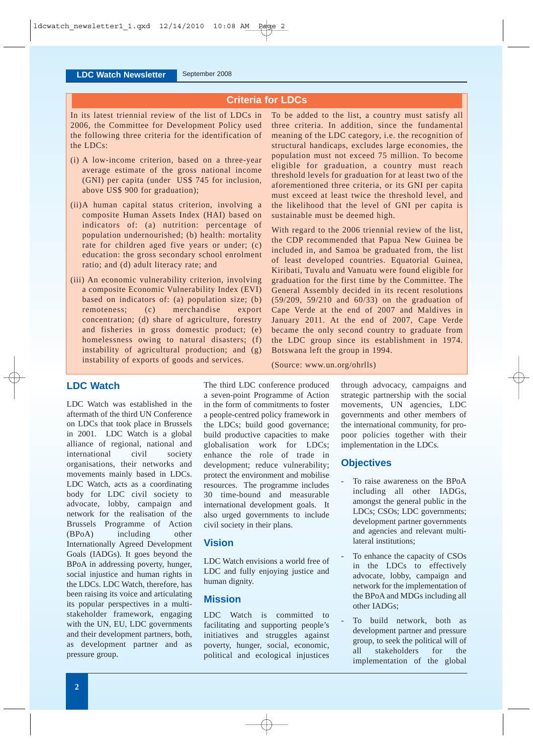## Criteria for LDCs

In its latest triennial review of the list of LDCs in 2006, the Committee for Development Policy used the following three criteria for the identification of the LDCs:

(i) A low-income criterion, based on a three-year average estimate of the gross national income (GNI) per capita (under US$ 745 for inclusion, above US$ 900 for graduation);

(ii) A human capital status criterion, involving a composite Human Assets Index (HAI) based on indicators of: (a) nutrition: percentage of population undernourished; (b) health: mortality rate for children aged five years or under; (c) education: the gross secondary school enrolment ratio; and (d) adult literacy rate; and

(iii) An economic vulnerability criterion, involving a composite Economic Vulnerability Index (EVI) based on indicators of: (a) population size; (b) remoteness; (c) merchandise export concentration; (d) share of agriculture, forestry and fisheries in gross domestic product; (e) homelessness owing to natural disasters; (f) instability of agricultural production; and (g) instability of exports of goods and services.

To be added to the list, a country must satisfy all three criteria. In addition, since the fundamental meaning of the LDC category, i.e. the recognition of structural handicaps, excludes large economies, the population must not exceed 75 million. To become eligible for graduation, a country must reach threshold levels for graduation for at least two of the aforementioned three criteria, or its GNI per capita must exceed at least twice the threshold level, and the likelihood that the level of GNI per capita is sustainable must be deemed high.

With regard to the 2006 triennial review of the list, the CDP recommended that Papua New Guinea be included in, and Samoa be graduated from, the list of least developed countries. Equatorial Guinea, Kiribati, Tuvalu and Vanuatu were found eligible for graduation for the first time by the Committee. The General Assembly decided in its recent resolutions (59/209, 59/210 and 60/33) on the graduation of Cape Verde at the end of 2007 and Maldives in January 2011. At the end of 2007, Cape Verde became the only second country to graduate from the LDC group since its establishment in 1974. Botswana left the group in 1994.

(Source: www.un.org/ohrlls)

## LDC Watch

LDC Watch was established in the aftermath of the third UN Conference on LDCs that took place in Brussels in 2001. LDC Watch is a global alliance of regional, national and international civil society organisations, their networks and movements mainly based in LDCs. LDC Watch, acts as a coordinating body for LDC civil society to advocate, lobby, campaign and network for the realisation of the Brussels Programme of Action (BPoA) including other Internationally Agreed Development Goals (IADGs). It goes beyond the BPoA in addressing poverty, hunger, social injustice and human rights in the LDCs. LDC Watch, therefore, has been raising its voice and articulating its popular perspectives in a multi-stakeholder framework, engaging with the UN, EU, LDC governments and their development partners, both, as development partner and as pressure group.

The third LDC conference produced a seven-point Programme of Action in the form of commitments to foster a people-centred policy framework in the LDCs; build good governance; build productive capacities to make globalisation work for LDCs; enhance the role of trade in development; reduce vulnerability; protect the environment and mobilise resources. The programme includes 30 time-bound and measurable international development goals. It also urged governments to include civil society in their plans.

## Vision

LDC Watch envisions a world free of LDC and fully enjoying justice and human dignity.

## Mission

LDC Watch is committed to facilitating and supporting people's initiatives and struggles against poverty, hunger, social, economic, political and ecological injustices through advocacy, campaigns and strategic partnership with the social movements, UN agencies, LDC governments and other members of the international community, for pro-poor policies together with their implementation in the LDCs.

## Objectives

- To raise awareness on the BPoA including all other IADGs, amongst the general public in the LDCs; CSOs; LDC governments; development partner governments and agencies and relevant multi-lateral institutions;
- To enhance the capacity of CSOs in the LDCs to effectively advocate, lobby, campaign and network for the implementation of the BPoA and MDGs including all other IADGs;
- To build network, both as development partner and pressure group, to seek the political will of all stakeholders for the implementation of the global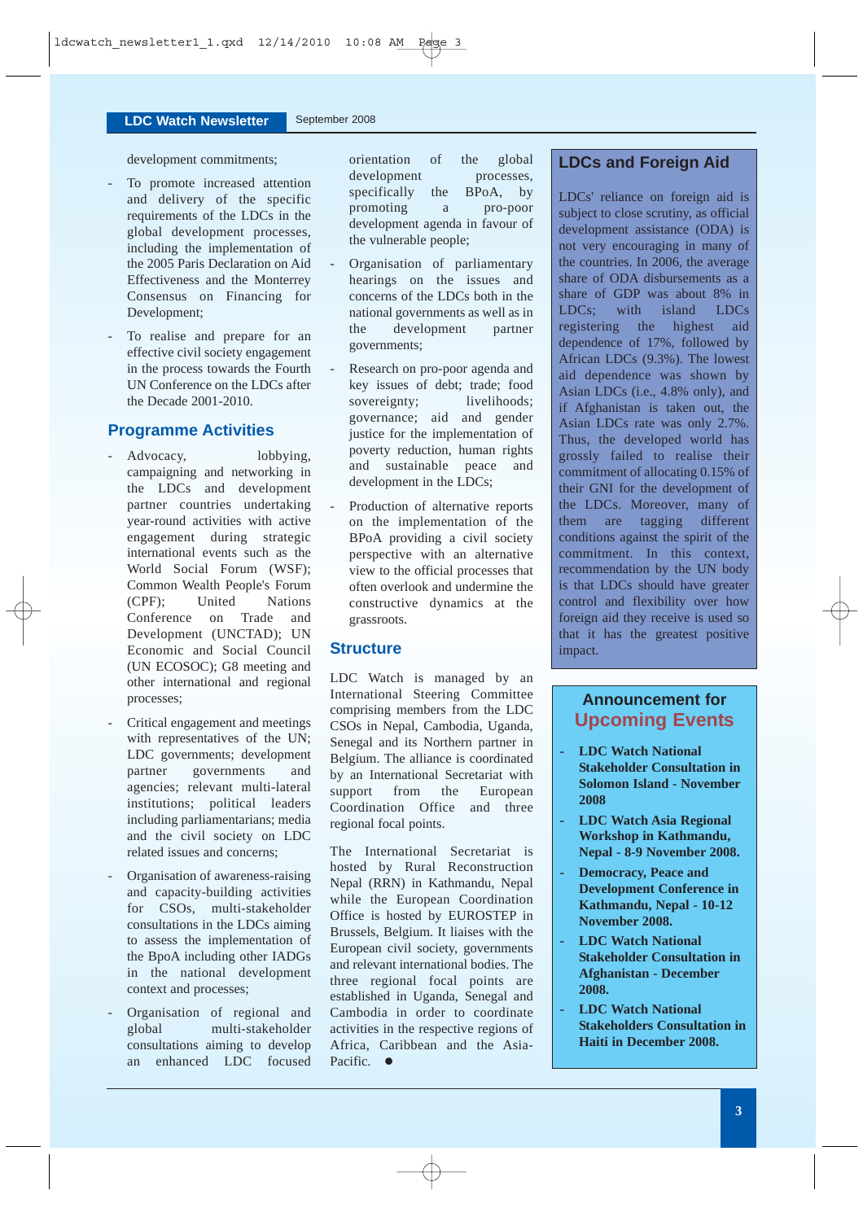development commitments;

- To promote increased attention and delivery of the specific requirements of the LDCs in the global development processes, including the implementation of the 2005 Paris Declaration on Aid Effectiveness and the Monterrey Consensus on Financing for Development;
- To realise and prepare for an effective civil society engagement in the process towards the Fourth UN Conference on the LDCs after the Decade 2001-2010.

## Programme Activities

- Advocacy, lobbying, campaigning and networking in the LDCs and development partner countries undertaking year-round activities with active engagement during strategic international events such as the World Social Forum (WSF); Common Wealth People's Forum (CPF); United Nations Conference on Trade and Development (UNCTAD); UN Economic and Social Council (UN ECOSOC); G8 meeting and other international and regional processes;
- Critical engagement and meetings with representatives of the UN; LDC governments; development partner governments and agencies; relevant multi-lateral institutions; political leaders including parliamentarians; media and the civil society on LDC related issues and concerns;
- Organisation of awareness-raising and capacity-building activities for CSOs, multi-stakeholder consultations in the LDCs aiming to assess the implementation of the BpoA including other IADGs in the national development context and processes;
- Organisation of regional and global multi-stakeholder consultations aiming to develop an enhanced LDC focused orientation of the global development processes, specifically the BPoA, by promoting a pro-poor development agenda in favour of the vulnerable people;
- Organisation of parliamentary hearings on the issues and concerns of the LDCs both in the national governments as well as in the development partner governments;
- Research on pro-poor agenda and key issues of debt; trade; food sovereignty; livelihoods; governance; aid and gender justice for the implementation of poverty reduction, human rights and sustainable peace and development in the LDCs;
- Production of alternative reports on the implementation of the BPoA providing a civil society perspective with an alternative view to the official processes that often overlook and undermine the constructive dynamics at the grassroots.

## Structure

LDC Watch is managed by an International Steering Committee comprising members from the LDC CSOs in Nepal, Cambodia, Uganda, Senegal and its Northern partner in Belgium. The alliance is coordinated by an International Secretariat with support from the European Coordination Office and three regional focal points.

The International Secretariat is hosted by Rural Reconstruction Nepal (RRN) in Kathmandu, Nepal while the European Coordination Office is hosted by EUROSTEP in Brussels, Belgium. It liaises with the European civil society, governments and relevant international bodies. The three regional focal points are established in Uganda, Senegal and Cambodia in order to coordinate activities in the respective regions of Africa, Caribbean and the Asia-Pacific. ●

## LDCs and Foreign Aid

LDCs' reliance on foreign aid is subject to close scrutiny, as official development assistance (ODA) is not very encouraging in many of the countries. In 2006, the average share of ODA disbursements as a share of GDP was about 8% in LDCs; with island LDCs registering the highest aid dependence of 17%, followed by African LDCs (9.3%). The lowest aid dependence was shown by Asian LDCs (i.e., 4.8% only), and if Afghanistan is taken out, the Asian LDCs rate was only 2.7%. Thus, the developed world has grossly failed to realise their commitment of allocating 0.15% of their GNI for the development of the LDCs. Moreover, many of them are tagging different conditions against the spirit of the commitment. In this context, recommendation by the UN body is that LDCs should have greater control and flexibility over how foreign aid they receive is used so that it has the greatest positive impact.

## Announcement for Upcoming Events

- **LDC Watch National Stakeholder Consultation in Solomon Island - November 2008**
- **LDC Watch Asia Regional Workshop in Kathmandu, Nepal - 8-9 November 2008.**
- **Democracy, Peace and Development Conference in Kathmandu, Nepal - 10-12 November 2008.**
- **LDC Watch National Stakeholder Consultation in Afghanistan - December 2008.**
- **LDC Watch National Stakeholders Consultation in Haiti in December 2008.**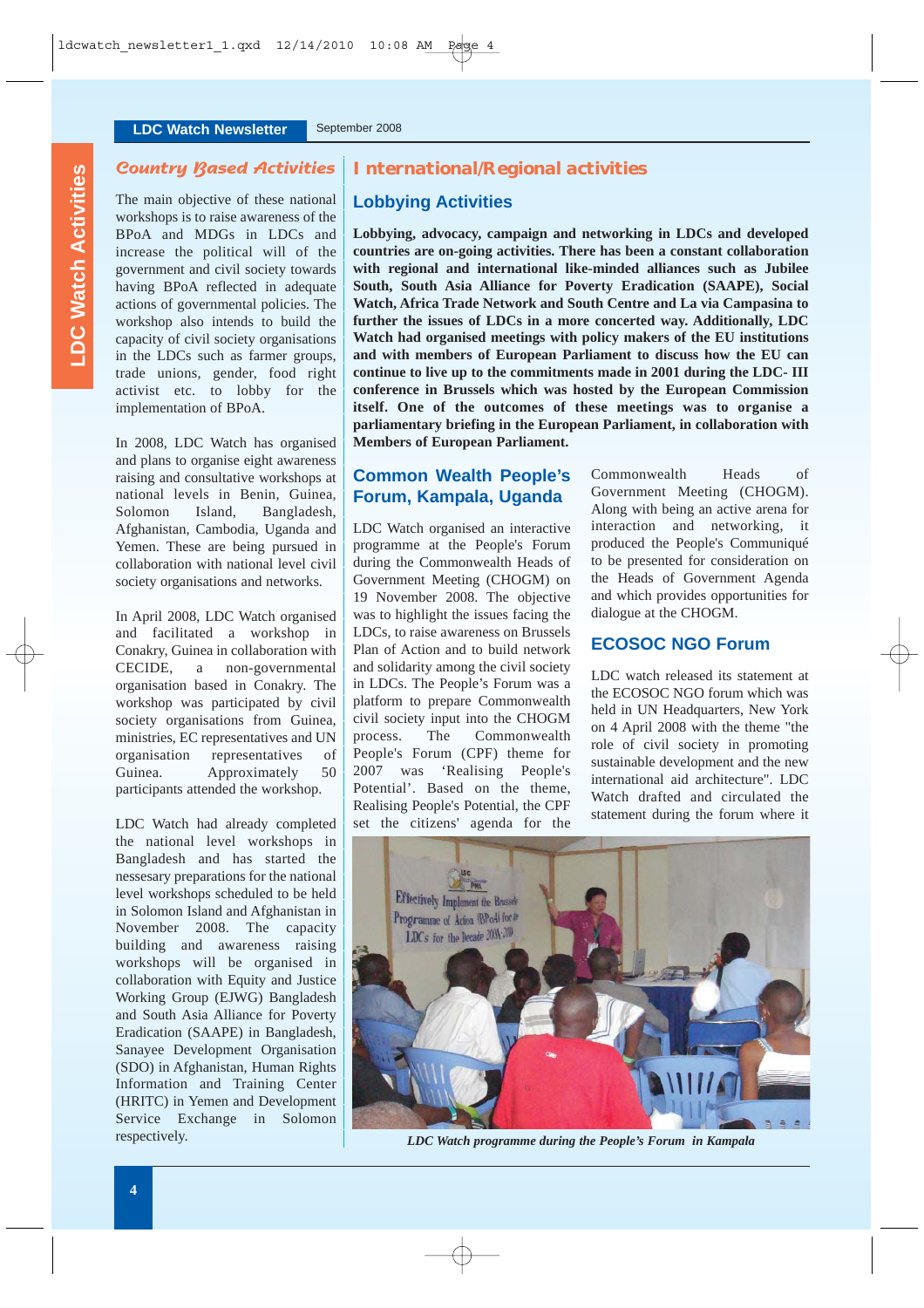## Country Based Activities

The main objective of these national workshops is to raise awareness of the BPoA and MDGs in LDCs and increase the political will of the government and civil society towards having BPoA reflected in adequate actions of governmental policies. The workshop also intends to build the capacity of civil society organisations in the LDCs such as farmer groups, trade unions, gender, food right activist etc. to lobby for the implementation of BPoA.

In 2008, LDC Watch has organised and plans to organise eight awareness raising and consultative workshops at national levels in Benin, Guinea, Solomon Island, Bangladesh, Afghanistan, Cambodia, Uganda and Yemen. These are being pursued in collaboration with national level civil society organisations and networks.

In April 2008, LDC Watch organised and facilitated a workshop in Conakry, Guinea in collaboration with CECIDE, a non-governmental organisation based in Conakry. The workshop was participated by civil society organisations from Guinea, ministries, EC representatives and UN organisation representatives of Guinea. Approximately 50 participants attended the workshop.

LDC Watch had already completed the national level workshops in Bangladesh and has started the nessesary preparations for the national level workshops scheduled to be held in Solomon Island and Afghanistan in November 2008. The capacity building and awareness raising workshops will be organised in collaboration with Equity and Justice Working Group (EJWG) Bangladesh and South Asia Alliance for Poverty Eradication (SAAPE) in Bangladesh, Sanayee Development Organisation (SDO) in Afghanistan, Human Rights Information and Training Center (HRITC) in Yemen and Development Service Exchange in Solomon respectively.

## International/Regional activities

### Lobbying Activities

**Lobbying, advocacy, campaign and networking in LDCs and developed countries are on-going activities. There has been a constant collaboration with regional and international like-minded alliances such as Jubilee South, South Asia Alliance for Poverty Eradication (SAAPE), Social Watch, Africa Trade Network and South Centre and La via Campasina to further the issues of LDCs in a more concerted way. Additionally, LDC Watch had organised meetings with policy makers of the EU institutions and with members of European Parliament to discuss how the EU can continue to live up to the commitments made in 2001 during the LDC- III conference in Brussels which was hosted by the European Commission itself. One of the outcomes of these meetings was to organise a parliamentary briefing in the European Parliament, in collaboration with Members of European Parliament.**

### Common Wealth People's Forum, Kampala, Uganda

LDC Watch organised an interactive programme at the People's Forum during the Commonwealth Heads of Government Meeting (CHOGM) on 19 November 2008. The objective was to highlight the issues facing the LDCs, to raise awareness on Brussels Plan of Action and to build network and solidarity among the civil society in LDCs. The People's Forum was a platform to prepare Commonwealth civil society input into the CHOGM process. The Commonwealth People's Forum (CPF) theme for 2007 was 'Realising People's Potential'. Based on the theme, Realising People's Potential, the CPF set the citizens' agenda for the Commonwealth Heads of Government Meeting (CHOGM). Along with being an active arena for interaction and networking, it produced the People's Communiqué to be presented for consideration on the Heads of Government Agenda and which provides opportunities for dialogue at the CHOGM.

### ECOSOC NGO Forum

LDC watch released its statement at the ECOSOC NGO forum which was held in UN Headquarters, New York on 4 April 2008 with the theme "the role of civil society in promoting sustainable development and the new international aid architecture". LDC Watch drafted and circulated the statement during the forum where it

*LDC Watch programme during the People's Forum in Kampala*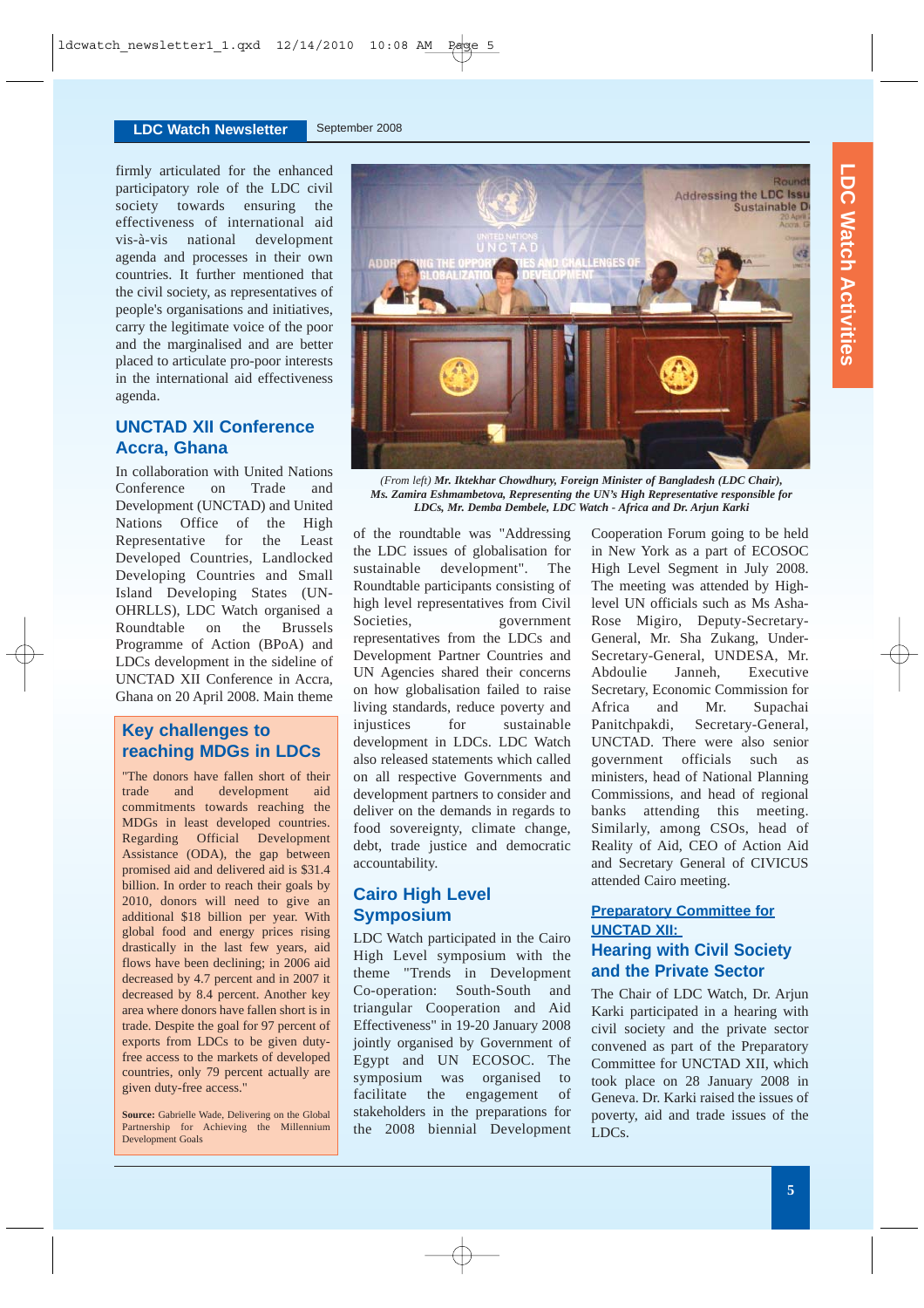firmly articulated for the enhanced participatory role of the LDC civil society towards ensuring the effectiveness of international aid vis-à-vis national development agenda and processes in their own countries. It further mentioned that the civil society, as representatives of people's organisations and initiatives, carry the legitimate voice of the poor and the marginalised and are better placed to articulate pro-poor interests in the international aid effectiveness agenda.

## UNCTAD XII Conference Accra, Ghana

In collaboration with United Nations Conference on Trade and Development (UNCTAD) and United Nations Office of the High Representative for the Least Developed Countries, Landlocked Developing Countries and Small Island Developing States (UN-OHRLLS), LDC Watch organised a Roundtable on the Brussels Programme of Action (BPoA) and LDCs development in the sideline of UNCTAD XII Conference in Accra, Ghana on 20 April 2008. Main theme of the roundtable was "Addressing the LDC issues of globalisation for sustainable development". The Roundtable participants consisting of high level representatives from Civil Societies, government representatives from the LDCs and Development Partner Countries and UN Agencies shared their concerns on how globalisation failed to raise living standards, reduce poverty and injustices for sustainable development in LDCs. LDC Watch also released statements which called on all respective Governments and development partners to consider and deliver on the demands in regards to food sovereignty, climate change, debt, trade justice and democratic accountability.

*(From left)* ***Mr. Iktekhar Chowdhury, Foreign Minister of Bangladesh (LDC Chair), Ms. Zamira Eshmambetova, Representing the UN's High Representative responsible for LDCs, Mr. Demba Dembele, LDC Watch - Africa and Dr. Arjun Karki***

## Key challenges to reaching MDGs in LDCs

"The donors have fallen short of their trade and development aid commitments towards reaching the MDGs in least developed countries. Regarding Official Development Assistance (ODA), the gap between promised aid and delivered aid is $31.4 billion. In order to reach their goals by 2010, donors will need to give an additional $18 billion per year. With global food and energy prices rising drastically in the last few years, aid flows have been declining; in 2006 aid decreased by 4.7 percent and in 2007 it decreased by 8.4 percent. Another key area where donors have fallen short is in trade. Despite the goal for 97 percent of exports from LDCs to be given duty-free access to the markets of developed countries, only 79 percent actually are given duty-free access."

**Source:** Gabrielle Wade, Delivering on the Global Partnership for Achieving the Millennium Development Goals

## Cairo High Level Symposium

LDC Watch participated in the Cairo High Level symposium with the theme "Trends in Development Co-operation: South-South and triangular Cooperation and Aid Effectiveness" in 19-20 January 2008 jointly organised by Government of Egypt and UN ECOSOC. The symposium was organised to facilitate the engagement of stakeholders in the preparations for the 2008 biennial Development Cooperation Forum going to be held in New York as a part of ECOSOC High Level Segment in July 2008. The meeting was attended by High-level UN officials such as Ms Asha-Rose Migiro, Deputy-Secretary-General, Mr. Sha Zukang, Under-Secretary-General, UNDESA, Mr. Abdoulie Janneh, Executive Secretary, Economic Commission for Africa and Mr. Supachai Panitchpakdi, Secretary-General, UNCTAD. There were also senior government officials such as ministers, head of National Planning Commissions, and head of regional banks attending this meeting. Similarly, among CSOs, head of Reality of Aid, CEO of Action Aid and Secretary General of CIVICUS attended Cairo meeting.

## Preparatory Committee for UNCTAD XII: Hearing with Civil Society and the Private Sector

The Chair of LDC Watch, Dr. Arjun Karki participated in a hearing with civil society and the private sector convened as part of the Preparatory Committee for UNCTAD XII, which took place on 28 January 2008 in Geneva. Dr. Karki raised the issues of poverty, aid and trade issues of the LDCs.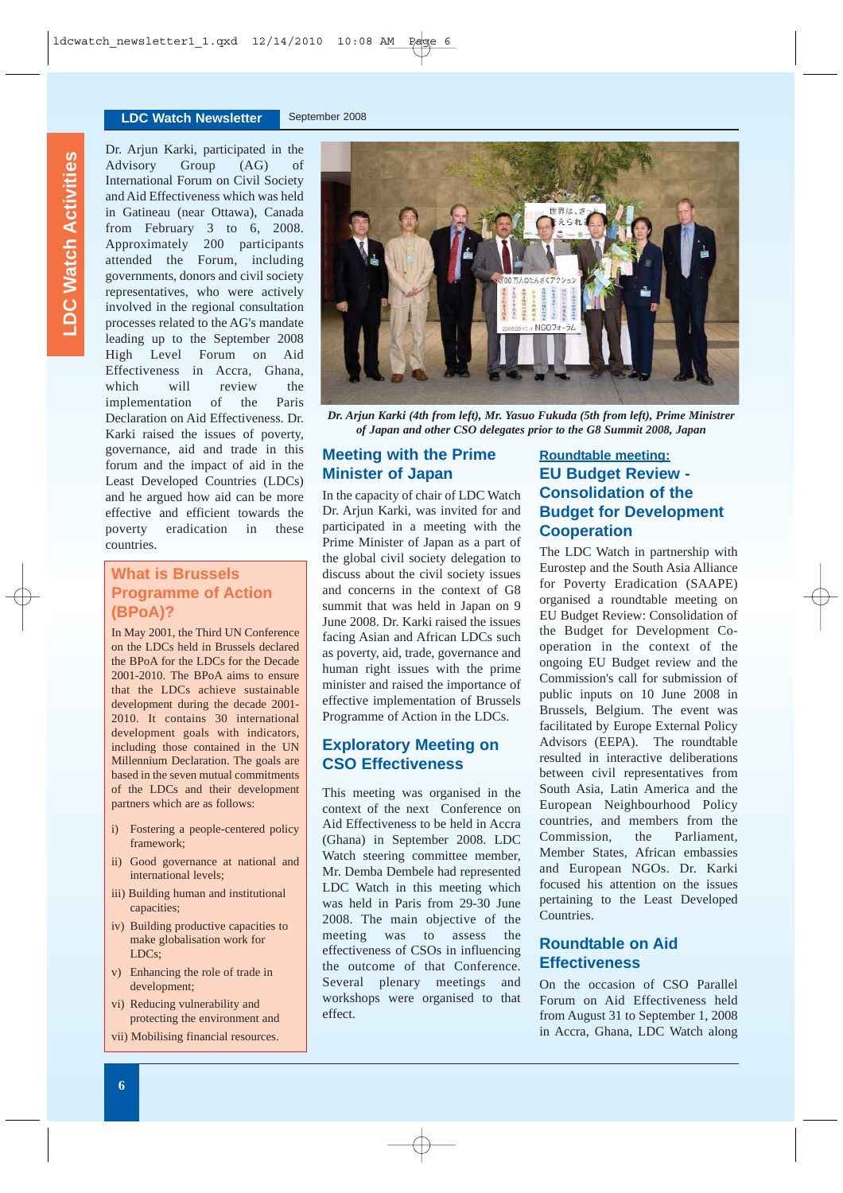Dr. Arjun Karki, participated in the Advisory Group (AG) of International Forum on Civil Society and Aid Effectiveness which was held in Gatineau (near Ottawa), Canada from February 3 to 6, 2008. Approximately 200 participants attended the Forum, including governments, donors and civil society representatives, who were actively involved in the regional consultation processes related to the AG's mandate leading up to the September 2008 High Level Forum on Aid Effectiveness in Accra, Ghana, which will review the implementation of the Paris Declaration on Aid Effectiveness. Dr. Karki raised the issues of poverty, governance, aid and trade in this forum and the impact of aid in the Least Developed Countries (LDCs) and he argued how aid can be more effective and efficient towards the poverty eradication in these countries.

## What is Brussels Programme of Action (BPoA)?

In May 2001, the Third UN Conference on the LDCs held in Brussels declared the BPoA for the LDCs for the Decade 2001-2010. The BPoA aims to ensure that the LDCs achieve sustainable development during the decade 2001-2010. It contains 30 international development goals with indicators, including those contained in the UN Millennium Declaration. The goals are based in the seven mutual commitments of the LDCs and their development partners which are as follows:

- i) Fostering a people-centered policy framework;
- ii) Good governance at national and international levels;
- iii) Building human and institutional capacities;
- iv) Building productive capacities to make globalisation work for LDCs;
- v) Enhancing the role of trade in development;
- vi) Reducing vulnerability and protecting the environment and
- vii) Mobilising financial resources.

*Dr. Arjun Karki (4th from left), Mr. Yasuo Fukuda (5th from left), Prime Minister of Japan and other CSO delegates prior to the G8 Summit 2008, Japan*

## Meeting with the Prime Minister of Japan

In the capacity of chair of LDC Watch Dr. Arjun Karki, was invited for and participated in a meeting with the Prime Minister of Japan as a part of the global civil society delegation to discuss about the civil society issues and concerns in the context of G8 summit that was held in Japan on 9 June 2008. Dr. Karki raised the issues facing Asian and African LDCs such as poverty, aid, trade, governance and human right issues with the prime minister and raised the importance of effective implementation of Brussels Programme of Action in the LDCs.

## Exploratory Meeting on CSO Effectiveness

This meeting was organised in the context of the next Conference on Aid Effectiveness to be held in Accra (Ghana) in September 2008. LDC Watch steering committee member, Mr. Demba Dembele had represented LDC Watch in this meeting which was held in Paris from 29-30 June 2008. The main objective of the meeting was to assess the effectiveness of CSOs in influencing the outcome of that Conference. Several plenary meetings and workshops were organised to that effect.

## Roundtable meeting: EU Budget Review - Consolidation of the Budget for Development Cooperation

The LDC Watch in partnership with Eurostep and the South Asia Alliance for Poverty Eradication (SAAPE) organised a roundtable meeting on EU Budget Review: Consolidation of the Budget for Development Co-operation in the context of the ongoing EU Budget review and the Commission's call for submission of public inputs on 10 June 2008 in Brussels, Belgium. The event was facilitated by Europe External Policy Advisors (EEPA). The roundtable resulted in interactive deliberations between civil representatives from South Asia, Latin America and the European Neighbourhood Policy countries, and members from the Commission, the Parliament, Member States, African embassies and European NGOs. Dr. Karki focused his attention on the issues pertaining to the Least Developed Countries.

## Roundtable on Aid Effectiveness

On the occasion of CSO Parallel Forum on Aid Effectiveness held from August 31 to September 1, 2008 in Accra, Ghana, LDC Watch along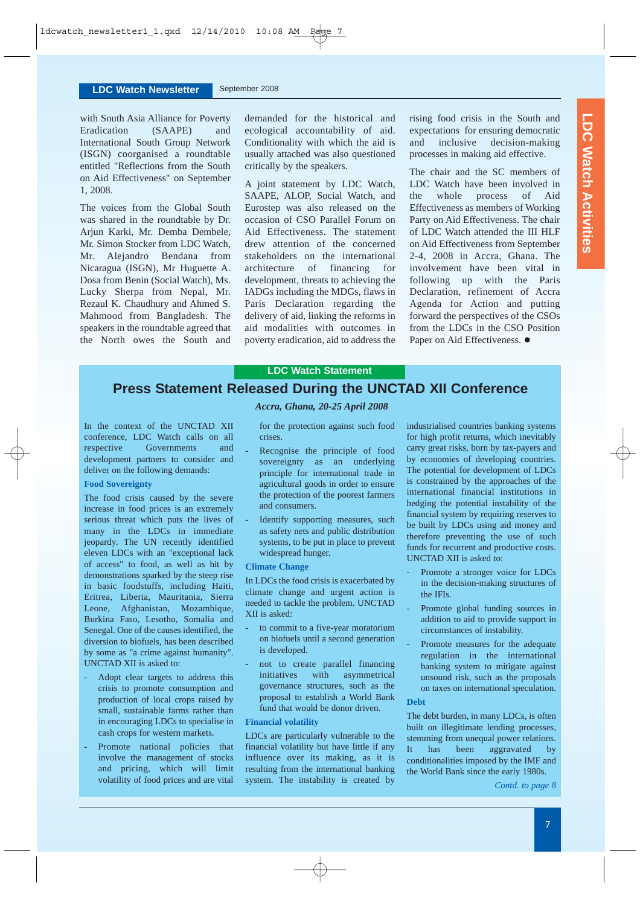with South Asia Alliance for Poverty Eradication (SAAPE) and International South Group Network (ISGN) coorganised a roundtable entitled "Reflections from the South on Aid Effectiveness" on September 1, 2008.

The voices from the Global South was shared in the roundtable by Dr. Arjun Karki, Mr. Demba Dembele, Mr. Simon Stocker from LDC Watch, Mr. Alejandro Bendana from Nicaragua (ISGN), Mr Huguette A. Dosa from Benin (Social Watch), Ms. Lucky Sherpa from Nepal, Mr. Rezaul K. Chaudhury and Ahmed S. Mahmood from Bangladesh. The speakers in the roundtable agreed that the North owes the South and demanded for the historical and ecological accountability of aid. Conditionality with which the aid is usually attached was also questioned critically by the speakers.

A joint statement by LDC Watch, SAAPE, ALOP, Social Watch, and Eurostep was also released on the occasion of CSO Parallel Forum on Aid Effectiveness. The statement drew attention of the concerned stakeholders on the international architecture of financing for development, threats to achieving the IADGs including the MDGs, flaws in Paris Declaration regarding the delivery of aid, linking the reforms in aid modalities with outcomes in poverty eradication, aid to address the rising food crisis in the South and expectations for ensuring democratic and inclusive decision-making processes in making aid effective.

The chair and the SC members of LDC Watch have been involved in the whole process of Aid Effectiveness as members of Working Party on Aid Effectiveness. The chair of LDC Watch attended the III HLF on Aid Effectiveness from September 2-4, 2008 in Accra, Ghana. The involvement have been vital in following up with the Paris Declaration, refinement of Accra Agenda for Action and putting forward the perspectives of the CSOs from the LDCs in the CSO Position Paper on Aid Effectiveness. ●

LDC Watch Statement

# Press Statement Released During the UNCTAD XII Conference

*Accra, Ghana, 20-25 April 2008*

In the context of the UNCTAD XII conference, LDC Watch calls on all respective Governments and development partners to consider and deliver on the following demands:

### Food Sovereignty

The food crisis caused by the severe increase in food prices is an extremely serious threat which puts the lives of many in the LDCs in immediate jeopardy. The UN recently identified eleven LDCs with an "exceptional lack of access" to food, as well as hit by demonstrations sparked by the steep rise in basic foodstuffs, including Haiti, Eritrea, Liberia, Mauritania, Sierra Leone, Afghanistan, Mozambique, Burkina Faso, Lesotho, Somalia and Senegal. One of the causes identified, the diversion to biofuels, has been described by some as "a crime against humanity". UNCTAD XII is asked to:

- Adopt clear targets to address this crisis to promote consumption and production of local crops raised by small, sustainable farms rather than in encouraging LDCs to specialise in cash crops for western markets.
- Promote national policies that involve the management of stocks and pricing, which will limit volatility of food prices and are vital for the protection against such food crises.
- Recognise the principle of food sovereignty as an underlying principle for international trade in agricultural goods in order to ensure the protection of the poorest farmers and consumers.
- Identify supporting measures, such as safety nets and public distribution systems, to be put in place to prevent widespread hunger.

### Climate Change

In LDCs the food crisis is exacerbated by climate change and urgent action is needed to tackle the problem. UNCTAD XII is asked:

- to commit to a five-year moratorium on biofuels until a second generation is developed.
- not to create parallel financing initiatives with asymmetrical governance structures, such as the proposal to establish a World Bank fund that would be donor driven.

### Financial volatility

LDCs are particularly vulnerable to the financial volatility but have little if any influence over its making, as it is resulting from the international banking system. The instability is created by industrialised countries banking systems for high profit returns, which inevitably carry great risks, born by tax-payers and by economies of developing countries. The potential for development of LDCs is constrained by the approaches of the international financial institutions in hedging the potential instability of the financial system by requiring reserves to be built by LDCs using aid money and therefore preventing the use of such funds for recurrent and productive costs. UNCTAD XII is asked to:

- Promote a stronger voice for LDCs in the decision-making structures of the IFIs.
- Promote global funding sources in addition to aid to provide support in circumstances of instability.
- Promote measures for the adequate regulation in the international banking system to mitigate against unsound risk, such as the proposals on taxes on international speculation.

### Debt

The debt burden, in many LDCs, is often built on illegitimate lending processes, stemming from unequal power relations. It has been aggravated by conditionalities imposed by the IMF and the World Bank since the early 1980s.

*Contd. to page 8*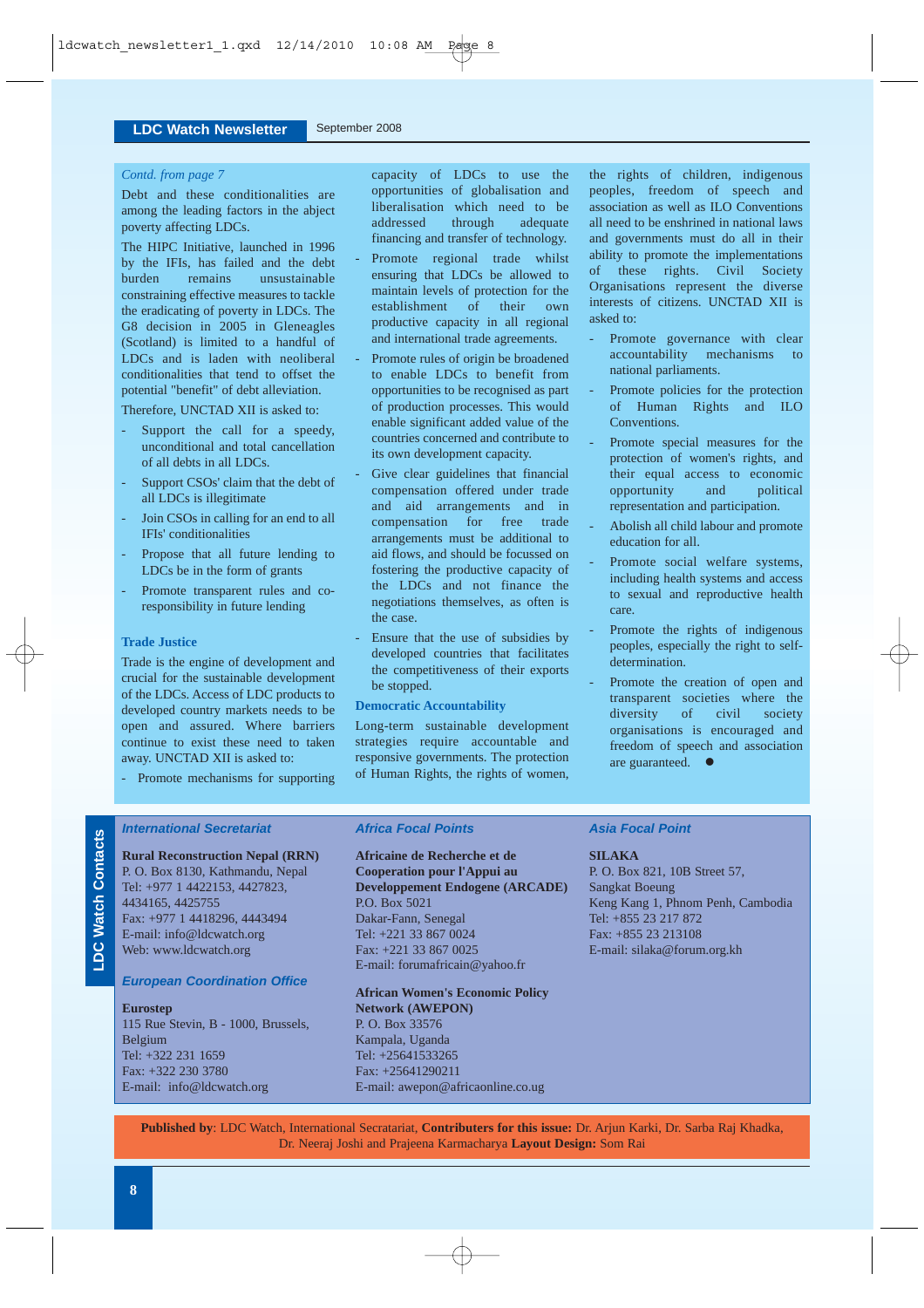*Contd. from page 7*

Debt and these conditionalities are among the leading factors in the abject poverty affecting LDCs.

The HIPC Initiative, launched in 1996 by the IFIs, has failed and the debt burden remains unsustainable constraining effective measures to tackle the eradicating of poverty in LDCs. The G8 decision in 2005 in Gleneagles (Scotland) is limited to a handful of LDCs and is laden with neoliberal conditionalities that tend to offset the potential "benefit" of debt alleviation.

Therefore, UNCTAD XII is asked to:

- Support the call for a speedy, unconditional and total cancellation of all debts in all LDCs.
- Support CSOs' claim that the debt of all LDCs is illegitimate
- Join CSOs in calling for an end to all IFIs' conditionalities
- Propose that all future lending to LDCs be in the form of grants
- Promote transparent rules and co-responsibility in future lending

### Trade Justice

Trade is the engine of development and crucial for the sustainable development of the LDCs. Access of LDC products to developed country markets needs to be open and assured. Where barriers continue to exist these need to taken away. UNCTAD XII is asked to:

- Promote mechanisms for supporting capacity of LDCs to use the opportunities of globalisation and liberalisation which need to be addressed through adequate financing and transfer of technology.
- Promote regional trade whilst ensuring that LDCs be allowed to maintain levels of protection for the establishment of their own productive capacity in all regional and international trade agreements.
- Promote rules of origin be broadened to enable LDCs to benefit from opportunities to be recognised as part of production processes. This would enable significant added value of the countries concerned and contribute to its own development capacity.
- Give clear guidelines that financial compensation offered under trade and aid arrangements and in compensation for free trade arrangements must be additional to aid flows, and should be focussed on fostering the productive capacity of the LDCs and not finance the negotiations themselves, as often is the case.
- Ensure that the use of subsidies by developed countries that facilitates the competitiveness of their exports be stopped.

### Democratic Accountability

Long-term sustainable development strategies require accountable and responsive governments. The protection of Human Rights, the rights of women, the rights of children, indigenous peoples, freedom of speech and association as well as ILO Conventions all need to be enshrined in national laws and governments must do all in their ability to promote the implementations of these rights. Civil Society Organisations represent the diverse interests of citizens. UNCTAD XII is asked to:

- Promote governance with clear accountability mechanisms to national parliaments.
- Promote policies for the protection of Human Rights and ILO Conventions.
- Promote special measures for the protection of women's rights, and their equal access to economic opportunity and political representation and participation.
- Abolish all child labour and promote education for all.
- Promote social welfare systems, including health systems and access to sexual and reproductive health care.
- Promote the rights of indigenous peoples, especially the right to self-determination.
- Promote the creation of open and transparent societies where the diversity of civil society organisations is encouraged and freedom of speech and association are guaranteed. ●

## LDC Watch Contacts

### International Secretariat

**Rural Reconstruction Nepal (RRN)**
P. O. Box 8130, Kathmandu, Nepal
Tel: +977 1 4422153, 4427823, 4434165, 4425755
Fax: +977 1 4418296, 4443494
E-mail: info@ldcwatch.org
Web: www.ldcwatch.org

### European Coordination Office

**Eurostep**
115 Rue Stevin, B - 1000, Brussels, Belgium
Tel: +322 231 1659
Fax: +322 230 3780
E-mail: info@ldcwatch.org

### Africa Focal Points

**Africaine de Recherche et de Cooperation pour l'Appui au Developpement Endogene (ARCADE)**
P.O. Box 5021
Dakar-Fann, Senegal
Tel: +221 33 867 0024
Fax: +221 33 867 0025
E-mail: forumafricain@yahoo.fr

**African Women's Economic Policy Network (AWEPON)**
P. O. Box 33576
Kampala, Uganda
Tel: +25641533265
Fax: +25641290211
E-mail: awepon@africaonline.co.ug

### Asia Focal Point

**SILAKA**
P. O. Box 821, 10B Street 57, Sangkat Boeung
Keng Kang 1, Phnom Penh, Cambodia
Tel: +855 23 217 872
Fax: +855 23 213108
E-mail: silaka@forum.org.kh

**Published by**: LDC Watch, International Secratariat, **Contributers for this issue:** Dr. Arjun Karki, Dr. Sarba Raj Khadka, Dr. Neeraj Joshi and Prajeena Karmacharya **Layout Design:** Som Rai